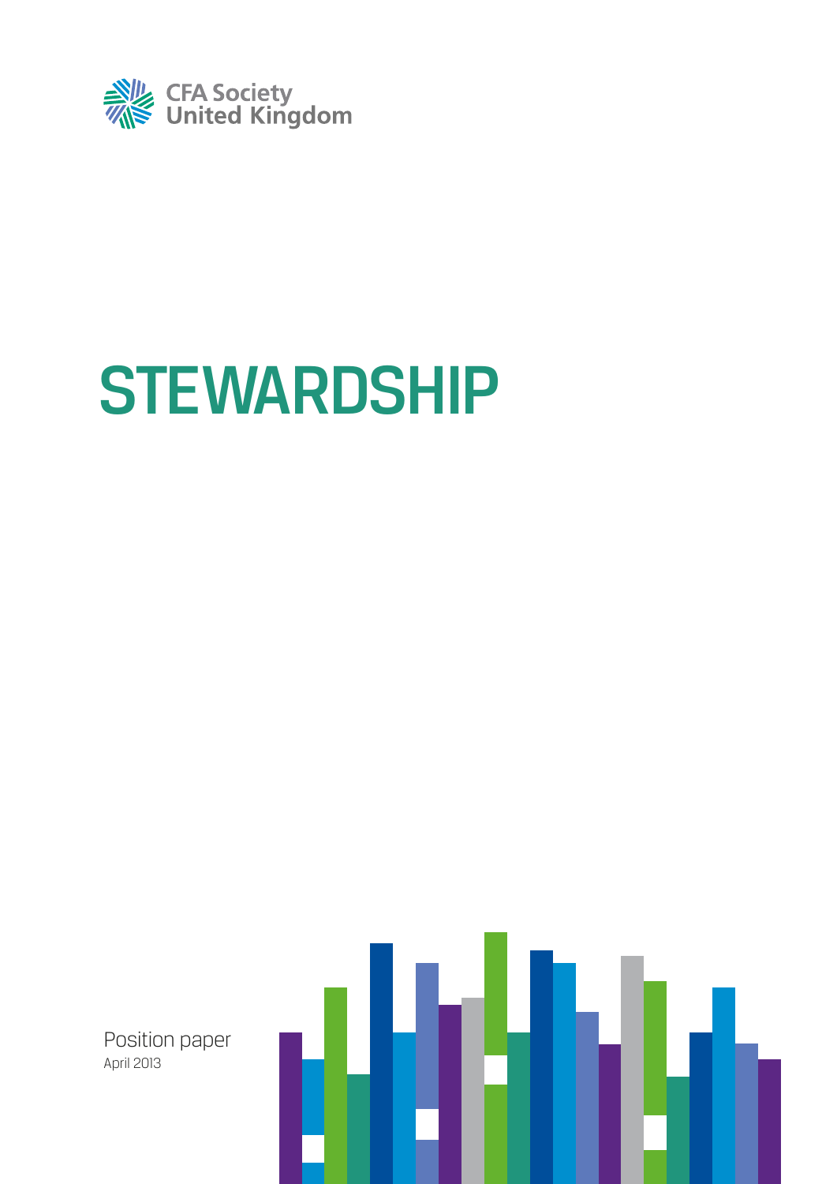CFA Society United Kingdom

# STEWARDSHIP

Position paper

April 2013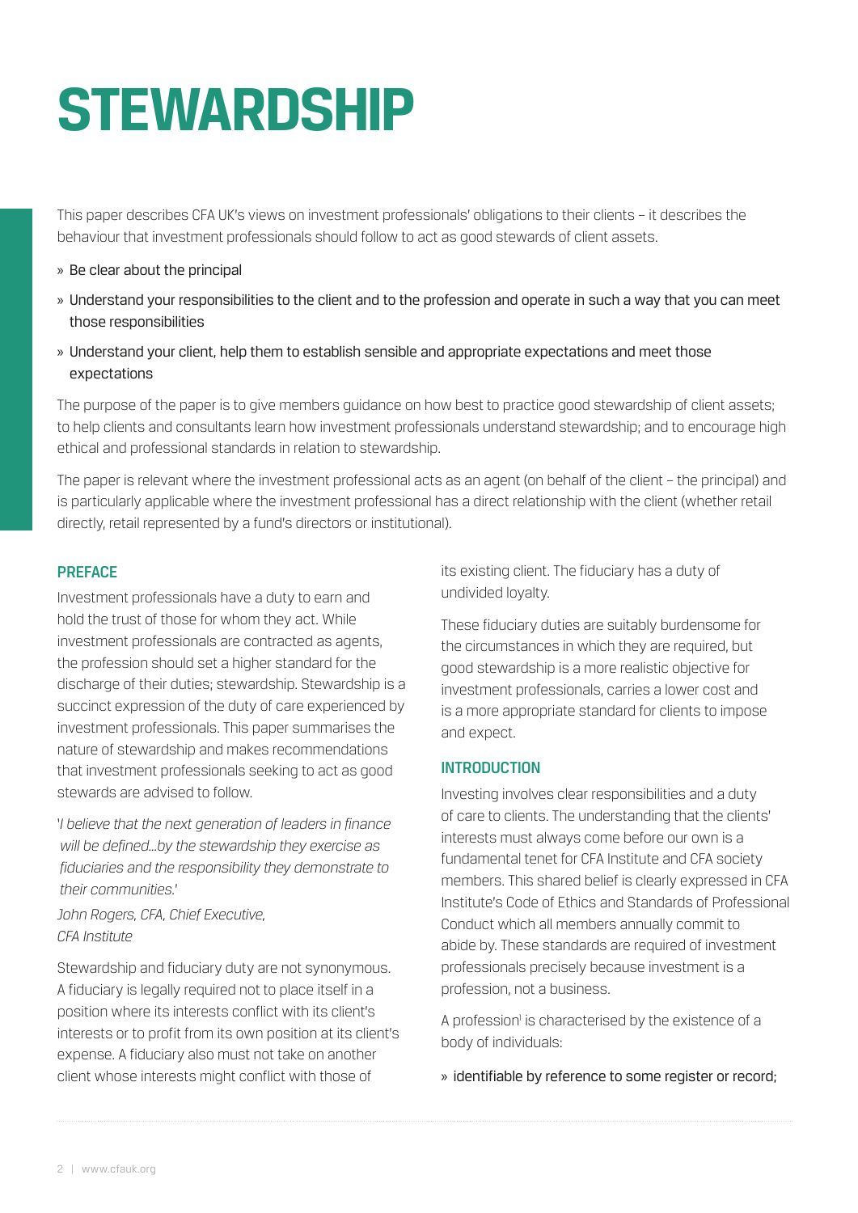# STEWARDSHIP

This paper describes CFA UK's views on investment professionals' obligations to their clients – it describes the behaviour that investment professionals should follow to act as good stewards of client assets.

- Be clear about the principal
- Understand your responsibilities to the client and to the profession and operate in such a way that you can meet those responsibilities
- Understand your client, help them to establish sensible and appropriate expectations and meet those expectations

The purpose of the paper is to give members guidance on how best to practice good stewardship of client assets; to help clients and consultants learn how investment professionals understand stewardship; and to encourage high ethical and professional standards in relation to stewardship.

The paper is relevant where the investment professional acts as an agent (on behalf of the client – the principal) and is particularly applicable where the investment professional has a direct relationship with the client (whether retail directly, retail represented by a fund's directors or institutional).

## PREFACE

Investment professionals have a duty to earn and hold the trust of those for whom they act. While investment professionals are contracted as agents, the profession should set a higher standard for the discharge of their duties; stewardship. Stewardship is a succinct expression of the duty of care experienced by investment professionals. This paper summarises the nature of stewardship and makes recommendations that investment professionals seeking to act as good stewards are advised to follow.

'*I believe that the next generation of leaders in finance will be defined...by the stewardship they exercise as fiduciaries and the responsibility they demonstrate to their communities.*'

*John Rogers, CFA, Chief Executive, CFA Institute*

Stewardship and fiduciary duty are not synonymous. A fiduciary is legally required not to place itself in a position where its interests conflict with its client's interests or to profit from its own position at its client's expense. A fiduciary also must not take on another client whose interests might conflict with those of its existing client. The fiduciary has a duty of undivided loyalty.

These fiduciary duties are suitably burdensome for the circumstances in which they are required, but good stewardship is a more realistic objective for investment professionals, carries a lower cost and is a more appropriate standard for clients to impose and expect.

## INTRODUCTION

Investing involves clear responsibilities and a duty of care to clients. The understanding that the clients' interests must always come before our own is a fundamental tenet for CFA Institute and CFA society members. This shared belief is clearly expressed in CFA Institute's Code of Ethics and Standards of Professional Conduct which all members annually commit to abide by. These standards are required of investment professionals precisely because investment is a profession, not a business.

A profession[i] is characterised by the existence of a body of individuals:

- identifiable by reference to some register or record;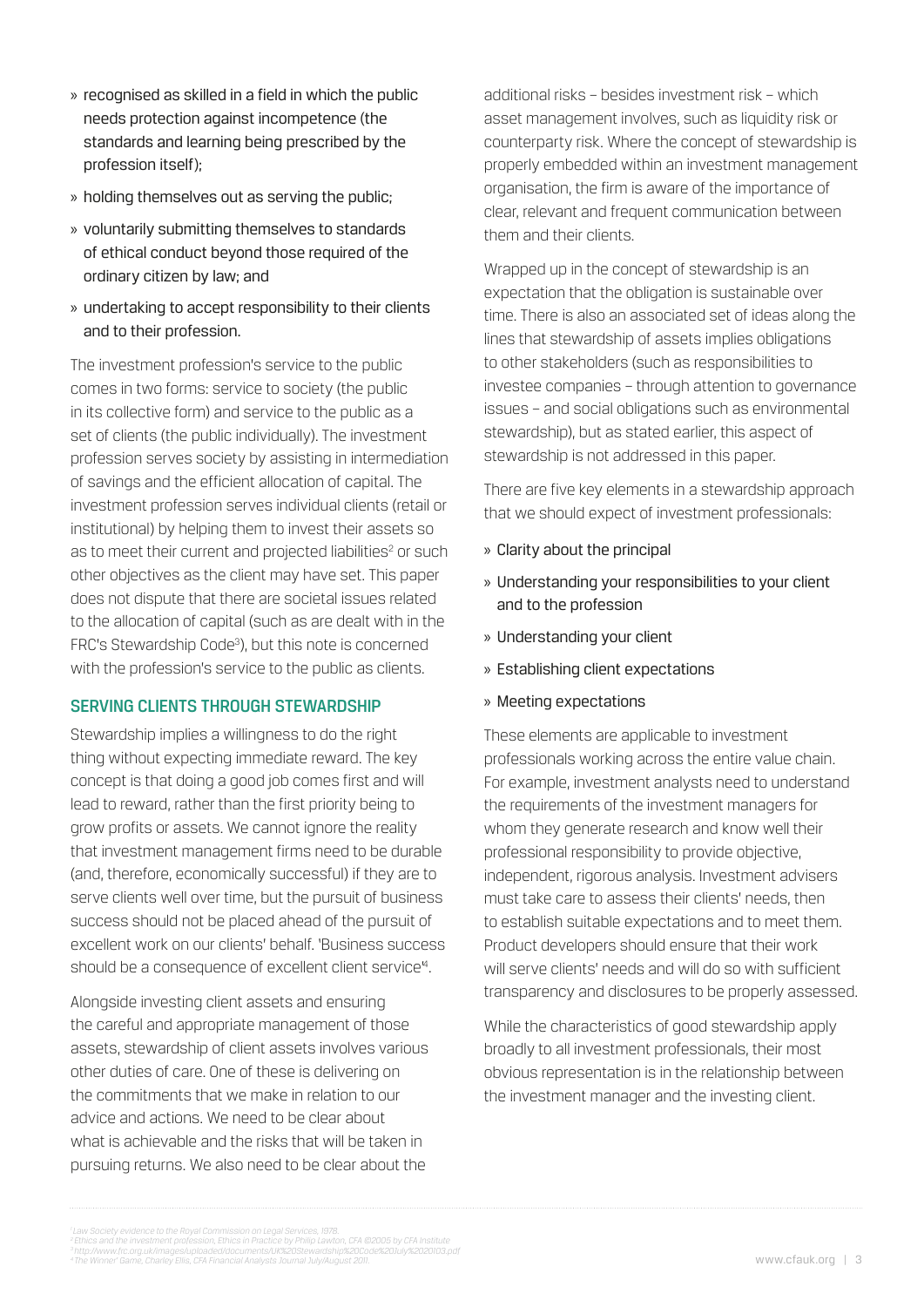- recognised as skilled in a field in which the public needs protection against incompetence (the standards and learning being prescribed by the profession itself);
- holding themselves out as serving the public;
- voluntarily submitting themselves to standards of ethical conduct beyond those required of the ordinary citizen by law; and
- undertaking to accept responsibility to their clients and to their profession.

The investment profession's service to the public comes in two forms: service to society (the public in its collective form) and service to the public as a set of clients (the public individually). The investment profession serves society by assisting in intermediation of savings and the efficient allocation of capital. The investment profession serves individual clients (retail or institutional) by helping them to invest their assets so as to meet their current and projected liabilities[2] or such other objectives as the client may have set. This paper does not dispute that there are societal issues related to the allocation of capital (such as are dealt with in the FRC's Stewardship Code[3]), but this note is concerned with the profession's service to the public as clients.

## SERVING CLIENTS THROUGH STEWARDSHIP

Stewardship implies a willingness to do the right thing without expecting immediate reward. The key concept is that doing a good job comes first and will lead to reward, rather than the first priority being to grow profits or assets. We cannot ignore the reality that investment management firms need to be durable (and, therefore, economically successful) if they are to serve clients well over time, but the pursuit of business success should not be placed ahead of the pursuit of excellent work on our clients' behalf. 'Business success should be a consequence of excellent client service'[4].

Alongside investing client assets and ensuring the careful and appropriate management of those assets, stewardship of client assets involves various other duties of care. One of these is delivering on the commitments that we make in relation to our advice and actions. We need to be clear about what is achievable and the risks that will be taken in pursuing returns. We also need to be clear about the additional risks – besides investment risk – which asset management involves, such as liquidity risk or counterparty risk. Where the concept of stewardship is properly embedded within an investment management organisation, the firm is aware of the importance of clear, relevant and frequent communication between them and their clients.

Wrapped up in the concept of stewardship is an expectation that the obligation is sustainable over time. There is also an associated set of ideas along the lines that stewardship of assets implies obligations to other stakeholders (such as responsibilities to investee companies – through attention to governance issues – and social obligations such as environmental stewardship), but as stated earlier, this aspect of stewardship is not addressed in this paper.

There are five key elements in a stewardship approach that we should expect of investment professionals:

- Clarity about the principal
- Understanding your responsibilities to your client and to the profession
- Understanding your client
- Establishing client expectations
- Meeting expectations

These elements are applicable to investment professionals working across the entire value chain. For example, investment analysts need to understand the requirements of the investment managers for whom they generate research and know well their professional responsibility to provide objective, independent, rigorous analysis. Investment advisers must take care to assess their clients' needs, then to establish suitable expectations and to meet them. Product developers should ensure that their work will serve clients' needs and will do so with sufficient transparency and disclosures to be properly assessed.

While the characteristics of good stewardship apply broadly to all investment professionals, their most obvious representation is in the relationship between the investment manager and the investing client.

---

[1] Law Society evidence to the Royal Commission on Legal Services, 1978.
[2] Ethics and the investment profession, Ethics in Practice by Philip Lawton, CFA ©2005 by CFA Institute
[3] http://www.frc.org.uk/images/uploaded/documents/UK%20Stewardship%20Code%20July%2020103.pdf
[4] 'The Winner' Game, Charley Ellis, CFA Financial Analysts Journal July/August 2011.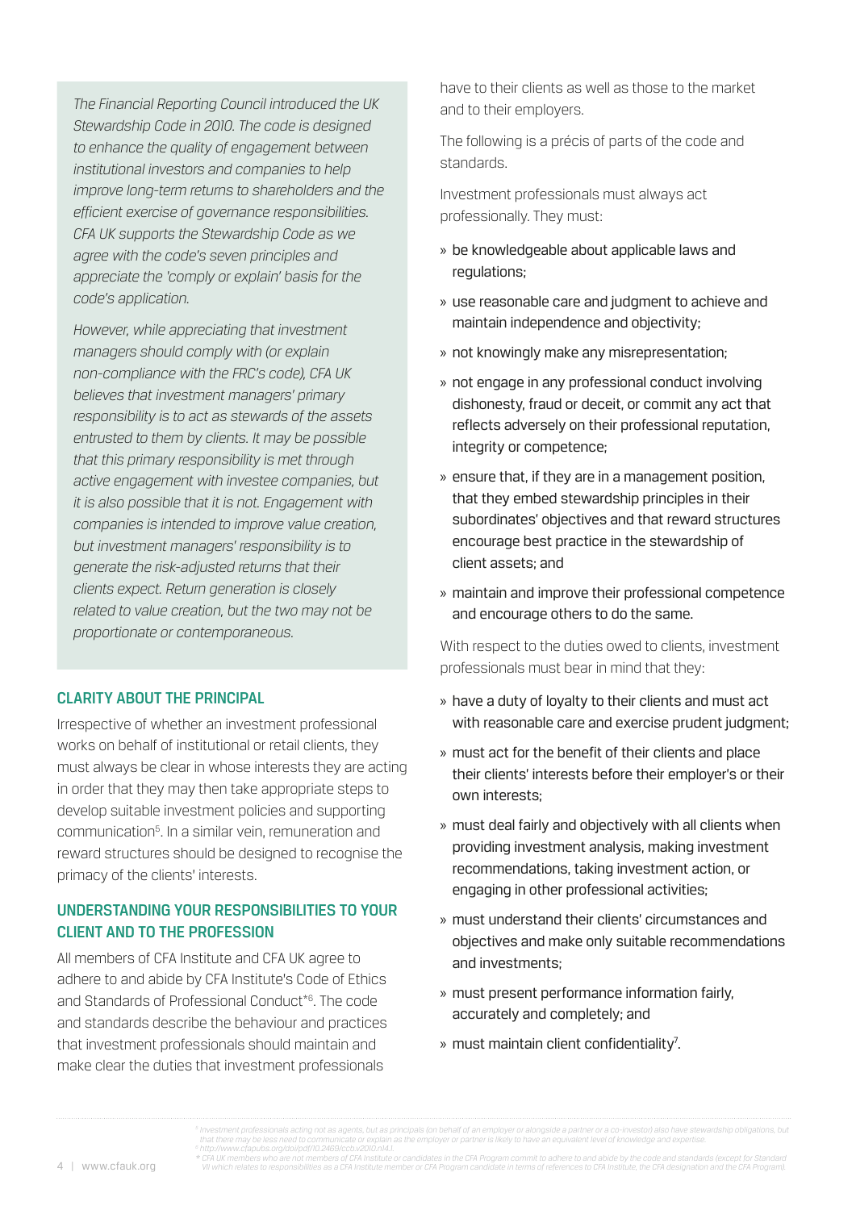*The Financial Reporting Council introduced the UK Stewardship Code in 2010. The code is designed to enhance the quality of engagement between institutional investors and companies to help improve long-term returns to shareholders and the efficient exercise of governance responsibilities. CFA UK supports the Stewardship Code as we agree with the code's seven principles and appreciate the 'comply or explain' basis for the code's application.*

*However, while appreciating that investment managers should comply with (or explain non-compliance with the FRC's code), CFA UK believes that investment managers' primary responsibility is to act as stewards of the assets entrusted to them by clients. It may be possible that this primary responsibility is met through active engagement with investee companies, but it is also possible that it is not. Engagement with companies is intended to improve value creation, but investment managers' responsibility is to generate the risk-adjusted returns that their clients expect. Return generation is closely related to value creation, but the two may not be proportionate or contemporaneous.*

## CLARITY ABOUT THE PRINCIPAL

Irrespective of whether an investment professional works on behalf of institutional or retail clients, they must always be clear in whose interests they are acting in order that they may then take appropriate steps to develop suitable investment policies and supporting communication[5]. In a similar vein, remuneration and reward structures should be designed to recognise the primacy of the clients' interests.

## UNDERSTANDING YOUR RESPONSIBILITIES TO YOUR CLIENT AND TO THE PROFESSION

All members of CFA Institute and CFA UK agree to adhere to and abide by CFA Institute's Code of Ethics and Standards of Professional Conduct*[6]. The code and standards describe the behaviour and practices that investment professionals should maintain and make clear the duties that investment professionals have to their clients as well as those to the market and to their employers.

The following is a précis of parts of the code and standards.

Investment professionals must always act professionally. They must:

- be knowledgeable about applicable laws and regulations;
- use reasonable care and judgment to achieve and maintain independence and objectivity;
- not knowingly make any misrepresentation;
- not engage in any professional conduct involving dishonesty, fraud or deceit, or commit any act that reflects adversely on their professional reputation, integrity or competence;
- ensure that, if they are in a management position, that they embed stewardship principles in their subordinates' objectives and that reward structures encourage best practice in the stewardship of client assets; and
- maintain and improve their professional competence and encourage others to do the same.

With respect to the duties owed to clients, investment professionals must bear in mind that they:

- have a duty of loyalty to their clients and must act with reasonable care and exercise prudent judgment;
- must act for the benefit of their clients and place their clients' interests before their employer's or their own interests;
- must deal fairly and objectively with all clients when providing investment analysis, making investment recommendations, taking investment action, or engaging in other professional activities;
- must understand their clients' circumstances and objectives and make only suitable recommendations and investments;
- must present performance information fairly, accurately and completely; and
- must maintain client confidentiality[7].

---

[5] Investment professionals acting not as agents, but as principals (on behalf of an employer or alongside a partner or a co-investor) also have stewardship obligations, but that there may be less need to communicate or explain as the employer or partner is likely to have an equivalent level of knowledge and expertise.

[6] http://www.cfapubs.org/doi/pdf/10.2469/ccb.v2010.n14.1

\* CFA UK members who are not members of CFA Institute or candidates in the CFA Program commit to adhere to and abide by the code and standards (except for Standard VII which relates to responsibilities as a CFA Institute member or CFA Program candidate in terms of references to CFA Institute, the CFA designation and the CFA Program).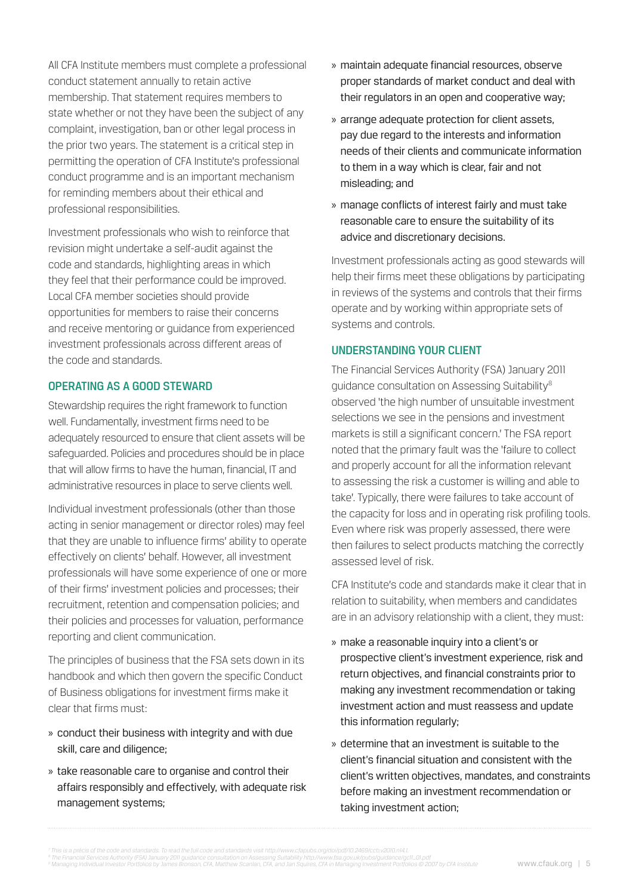All CFA Institute members must complete a professional conduct statement annually to retain active membership. That statement requires members to state whether or not they have been the subject of any complaint, investigation, ban or other legal process in the prior two years. The statement is a critical step in permitting the operation of CFA Institute's professional conduct programme and is an important mechanism for reminding members about their ethical and professional responsibilities.

Investment professionals who wish to reinforce that revision might undertake a self-audit against the code and standards, highlighting areas in which they feel that their performance could be improved. Local CFA member societies should provide opportunities for members to raise their concerns and receive mentoring or guidance from experienced investment professionals across different areas of the code and standards.

## OPERATING AS A GOOD STEWARD

Stewardship requires the right framework to function well. Fundamentally, investment firms need to be adequately resourced to ensure that client assets will be safeguarded. Policies and procedures should be in place that will allow firms to have the human, financial, IT and administrative resources in place to serve clients well.

Individual investment professionals (other than those acting in senior management or director roles) may feel that they are unable to influence firms' ability to operate effectively on clients' behalf. However, all investment professionals will have some experience of one or more of their firms' investment policies and processes; their recruitment, retention and compensation policies; and their policies and processes for valuation, performance reporting and client communication.

The principles of business that the FSA sets down in its handbook and which then govern the specific Conduct of Business obligations for investment firms make it clear that firms must:

- conduct their business with integrity and with due skill, care and diligence;
- take reasonable care to organise and control their affairs responsibly and effectively, with adequate risk management systems;
- maintain adequate financial resources, observe proper standards of market conduct and deal with their regulators in an open and cooperative way;
- arrange adequate protection for client assets, pay due regard to the interests and information needs of their clients and communicate information to them in a way which is clear, fair and not misleading; and
- manage conflicts of interest fairly and must take reasonable care to ensure the suitability of its advice and discretionary decisions.

Investment professionals acting as good stewards will help their firms meet these obligations by participating in reviews of the systems and controls that their firms operate and by working within appropriate sets of systems and controls.

## UNDERSTANDING YOUR CLIENT

The Financial Services Authority (FSA) January 2011 guidance consultation on Assessing Suitability[8] observed 'the high number of unsuitable investment selections we see in the pensions and investment markets is still a significant concern.' The FSA report noted that the primary fault was the 'failure to collect and properly account for all the information relevant to assessing the risk a customer is willing and able to take'. Typically, there were failures to take account of the capacity for loss and in operating risk profiling tools. Even where risk was properly assessed, there were then failures to select products matching the correctly assessed level of risk.

CFA Institute's code and standards make it clear that in relation to suitability, when members and candidates are in an advisory relationship with a client, they must:

- make a reasonable inquiry into a client's or prospective client's investment experience, risk and return objectives, and financial constraints prior to making any investment recommendation or taking investment action and must reassess and update this information regularly;
- determine that an investment is suitable to the client's financial situation and consistent with the client's written objectives, mandates, and constraints before making an investment recommendation or taking investment action;

[7] This is a précis of the code and standards. To read the full code and standards visit http://www.cfapubs.org/doi/pdf/10.2469/ccb.v2010.n14.1.
[8] The Financial Services Authority (FSA) January 2011 guidance consultation on Assessing Suitability http://www.fsa.gov.uk/pubs/guidance/gc11_01.pdf
[9] Managing Individual Investor Portfolios by James Bronson, CFA, Matthew Scanlan, CFA, and Jan Squires, CFA in Managing Investment Portfolios © 2007 by CFA Institute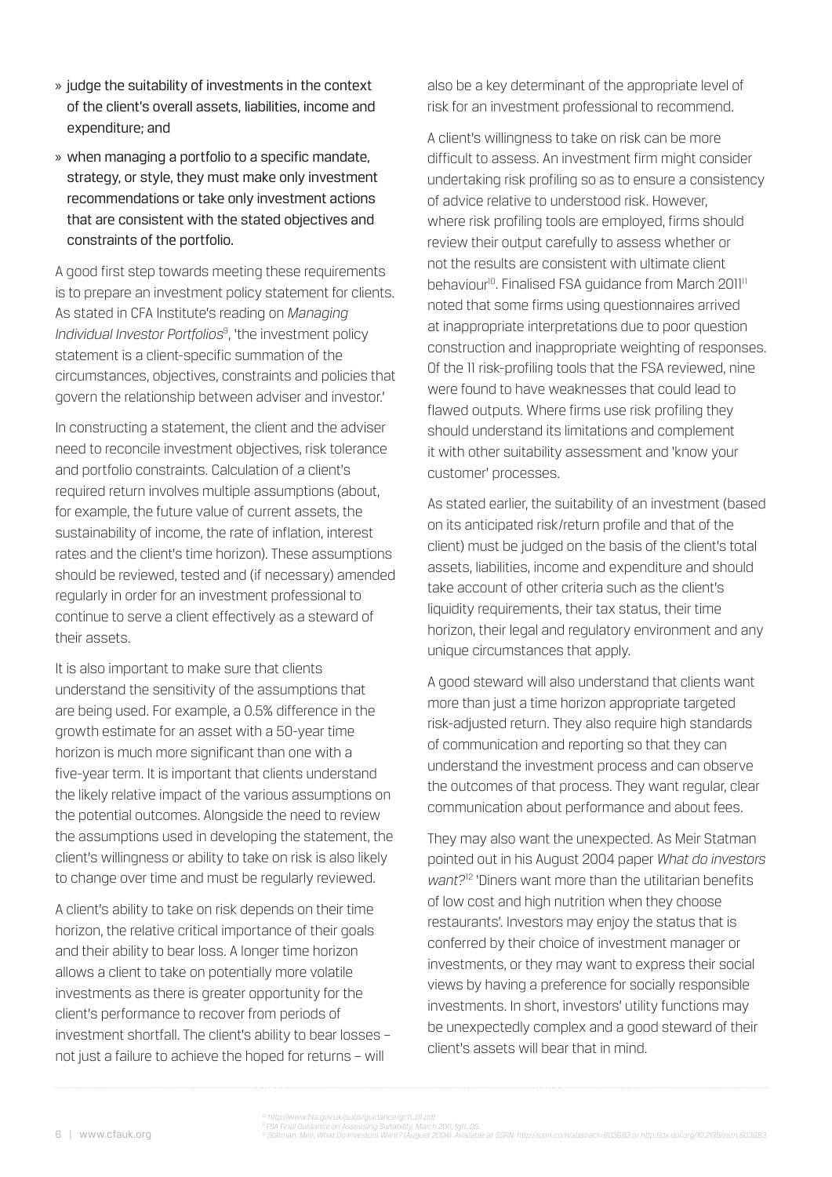- judge the suitability of investments in the context of the client's overall assets, liabilities, income and expenditure; and
- when managing a portfolio to a specific mandate, strategy, or style, they must make only investment recommendations or take only investment actions that are consistent with the stated objectives and constraints of the portfolio.

A good first step towards meeting these requirements is to prepare an investment policy statement for clients. As stated in CFA Institute's reading on *Managing Individual Investor Portfolios*[9], 'the investment policy statement is a client-specific summation of the circumstances, objectives, constraints and policies that govern the relationship between adviser and investor.'

In constructing a statement, the client and the adviser need to reconcile investment objectives, risk tolerance and portfolio constraints. Calculation of a client's required return involves multiple assumptions (about, for example, the future value of current assets, the sustainability of income, the rate of inflation, interest rates and the client's time horizon). These assumptions should be reviewed, tested and (if necessary) amended regularly in order for an investment professional to continue to serve a client effectively as a steward of their assets.

It is also important to make sure that clients understand the sensitivity of the assumptions that are being used. For example, a 0.5% difference in the growth estimate for an asset with a 50-year time horizon is much more significant than one with a five-year term. It is important that clients understand the likely relative impact of the various assumptions on the potential outcomes. Alongside the need to review the assumptions used in developing the statement, the client's willingness or ability to take on risk is also likely to change over time and must be regularly reviewed.

A client's ability to take on risk depends on their time horizon, the relative critical importance of their goals and their ability to bear loss. A longer time horizon allows a client to take on potentially more volatile investments as there is greater opportunity for the client's performance to recover from periods of investment shortfall. The client's ability to bear losses – not just a failure to achieve the hoped for returns – will also be a key determinant of the appropriate level of risk for an investment professional to recommend.

A client's willingness to take on risk can be more difficult to assess. An investment firm might consider undertaking risk profiling so as to ensure a consistency of advice relative to understood risk. However, where risk profiling tools are employed, firms should review their output carefully to assess whether or not the results are consistent with ultimate client behaviour[10]. Finalised FSA guidance from March 2011[11] noted that some firms using questionnaires arrived at inappropriate interpretations due to poor question construction and inappropriate weighting of responses. Of the 11 risk-profiling tools that the FSA reviewed, nine were found to have weaknesses that could lead to flawed outputs. Where firms use risk profiling they should understand its limitations and complement it with other suitability assessment and 'know your customer' processes.

As stated earlier, the suitability of an investment (based on its anticipated risk/return profile and that of the client) must be judged on the basis of the client's total assets, liabilities, income and expenditure and should take account of other criteria such as the client's liquidity requirements, their tax status, their time horizon, their legal and regulatory environment and any unique circumstances that apply.

A good steward will also understand that clients want more than just a time horizon appropriate targeted risk-adjusted return. They also require high standards of communication and reporting so that they can understand the investment process and can observe the outcomes of that process. They want regular, clear communication about performance and about fees.

They may also want the unexpected. As Meir Statman pointed out in his August 2004 paper *What do investors want?*[12] 'Diners want more than the utilitarian benefits of low cost and high nutrition when they choose restaurants'. Investors may enjoy the status that is conferred by their choice of investment manager or investments, or they may want to express their social views by having a preference for socially responsible investments. In short, investors' utility functions may be unexpectedly complex and a good steward of their client's assets will bear that in mind.

[10] http://www.fsa.gov.uk/pubs/guidance/gc11_01.pdf
[11] FSA Final Guidance on Assessing Suitability, March 2011, fg11_05.
[12] Statman, Meir, What Do Investors Want? (August 2004). Available at SSRN: http://ssrn.com/abstract=603683 or http://dx.doi.org/10.2139/ssrn.603683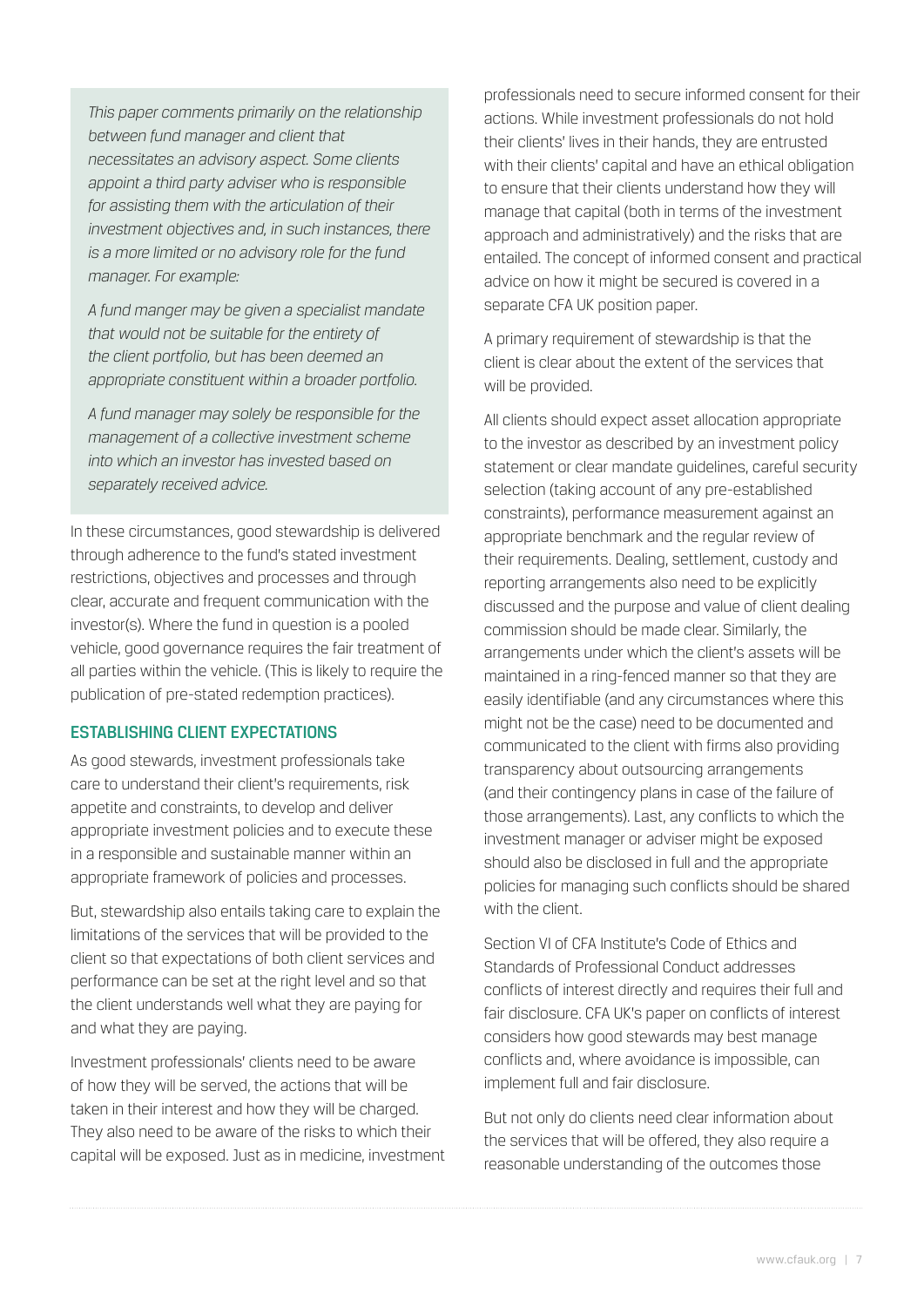*This paper comments primarily on the relationship between fund manager and client that necessitates an advisory aspect. Some clients appoint a third party adviser who is responsible for assisting them with the articulation of their investment objectives and, in such instances, there is a more limited or no advisory role for the fund manager. For example:*

*A fund manger may be given a specialist mandate that would not be suitable for the entirety of the client portfolio, but has been deemed an appropriate constituent within a broader portfolio.*

*A fund manager may solely be responsible for the management of a collective investment scheme into which an investor has invested based on separately received advice.*

In these circumstances, good stewardship is delivered through adherence to the fund's stated investment restrictions, objectives and processes and through clear, accurate and frequent communication with the investor(s). Where the fund in question is a pooled vehicle, good governance requires the fair treatment of all parties within the vehicle. (This is likely to require the publication of pre-stated redemption practices).

## ESTABLISHING CLIENT EXPECTATIONS

As good stewards, investment professionals take care to understand their client's requirements, risk appetite and constraints, to develop and deliver appropriate investment policies and to execute these in a responsible and sustainable manner within an appropriate framework of policies and processes.

But, stewardship also entails taking care to explain the limitations of the services that will be provided to the client so that expectations of both client services and performance can be set at the right level and so that the client understands well what they are paying for and what they are paying.

Investment professionals' clients need to be aware of how they will be served, the actions that will be taken in their interest and how they will be charged. They also need to be aware of the risks to which their capital will be exposed. Just as in medicine, investment professionals need to secure informed consent for their actions. While investment professionals do not hold their clients' lives in their hands, they are entrusted with their clients' capital and have an ethical obligation to ensure that their clients understand how they will manage that capital (both in terms of the investment approach and administratively) and the risks that are entailed. The concept of informed consent and practical advice on how it might be secured is covered in a separate CFA UK position paper.

A primary requirement of stewardship is that the client is clear about the extent of the services that will be provided.

All clients should expect asset allocation appropriate to the investor as described by an investment policy statement or clear mandate guidelines, careful security selection (taking account of any pre-established constraints), performance measurement against an appropriate benchmark and the regular review of their requirements. Dealing, settlement, custody and reporting arrangements also need to be explicitly discussed and the purpose and value of client dealing commission should be made clear. Similarly, the arrangements under which the client's assets will be maintained in a ring-fenced manner so that they are easily identifiable (and any circumstances where this might not be the case) need to be documented and communicated to the client with firms also providing transparency about outsourcing arrangements (and their contingency plans in case of the failure of those arrangements). Last, any conflicts to which the investment manager or adviser might be exposed should also be disclosed in full and the appropriate policies for managing such conflicts should be shared with the client.

Section VI of CFA Institute's Code of Ethics and Standards of Professional Conduct addresses conflicts of interest directly and requires their full and fair disclosure. CFA UK's paper on conflicts of interest considers how good stewards may best manage conflicts and, where avoidance is impossible, can implement full and fair disclosure.

But not only do clients need clear information about the services that will be offered, they also require a reasonable understanding of the outcomes those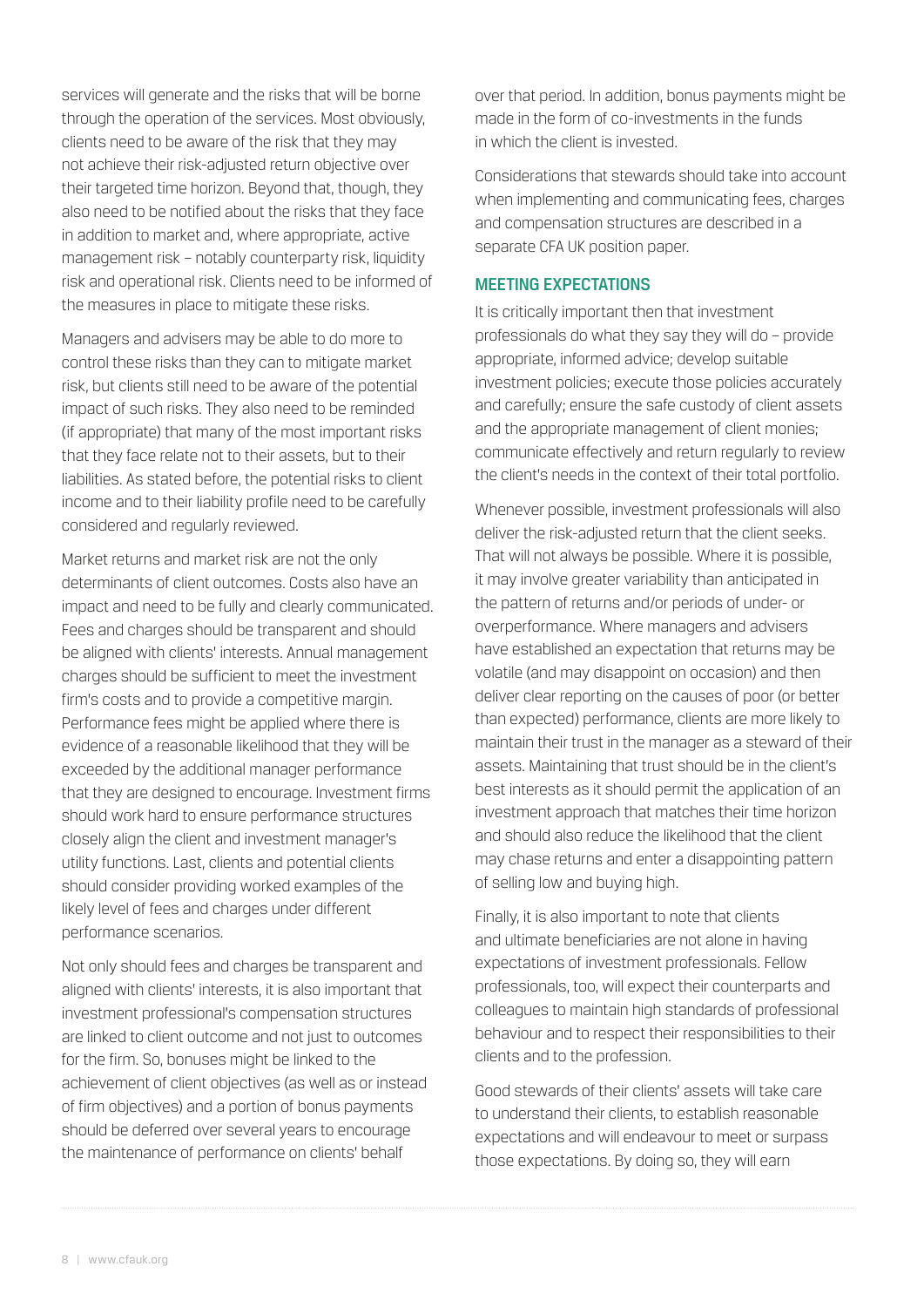services will generate and the risks that will be borne through the operation of the services. Most obviously, clients need to be aware of the risk that they may not achieve their risk-adjusted return objective over their targeted time horizon. Beyond that, though, they also need to be notified about the risks that they face in addition to market and, where appropriate, active management risk – notably counterparty risk, liquidity risk and operational risk. Clients need to be informed of the measures in place to mitigate these risks.

Managers and advisers may be able to do more to control these risks than they can to mitigate market risk, but clients still need to be aware of the potential impact of such risks. They also need to be reminded (if appropriate) that many of the most important risks that they face relate not to their assets, but to their liabilities. As stated before, the potential risks to client income and to their liability profile need to be carefully considered and regularly reviewed.

Market returns and market risk are not the only determinants of client outcomes. Costs also have an impact and need to be fully and clearly communicated. Fees and charges should be transparent and should be aligned with clients' interests. Annual management charges should be sufficient to meet the investment firm's costs and to provide a competitive margin. Performance fees might be applied where there is evidence of a reasonable likelihood that they will be exceeded by the additional manager performance that they are designed to encourage. Investment firms should work hard to ensure performance structures closely align the client and investment manager's utility functions. Last, clients and potential clients should consider providing worked examples of the likely level of fees and charges under different performance scenarios.

Not only should fees and charges be transparent and aligned with clients' interests, it is also important that investment professional's compensation structures are linked to client outcome and not just to outcomes for the firm. So, bonuses might be linked to the achievement of client objectives (as well as or instead of firm objectives) and a portion of bonus payments should be deferred over several years to encourage the maintenance of performance on clients' behalf over that period. In addition, bonus payments might be made in the form of co-investments in the funds in which the client is invested.

Considerations that stewards should take into account when implementing and communicating fees, charges and compensation structures are described in a separate CFA UK position paper.

## MEETING EXPECTATIONS

It is critically important then that investment professionals do what they say they will do – provide appropriate, informed advice; develop suitable investment policies; execute those policies accurately and carefully; ensure the safe custody of client assets and the appropriate management of client monies; communicate effectively and return regularly to review the client's needs in the context of their total portfolio.

Whenever possible, investment professionals will also deliver the risk-adjusted return that the client seeks. That will not always be possible. Where it is possible, it may involve greater variability than anticipated in the pattern of returns and/or periods of under- or overperformance. Where managers and advisers have established an expectation that returns may be volatile (and may disappoint on occasion) and then deliver clear reporting on the causes of poor (or better than expected) performance, clients are more likely to maintain their trust in the manager as a steward of their assets. Maintaining that trust should be in the client's best interests as it should permit the application of an investment approach that matches their time horizon and should also reduce the likelihood that the client may chase returns and enter a disappointing pattern of selling low and buying high.

Finally, it is also important to note that clients and ultimate beneficiaries are not alone in having expectations of investment professionals. Fellow professionals, too, will expect their counterparts and colleagues to maintain high standards of professional behaviour and to respect their responsibilities to their clients and to the profession.

Good stewards of their clients' assets will take care to understand their clients, to establish reasonable expectations and will endeavour to meet or surpass those expectations. By doing so, they will earn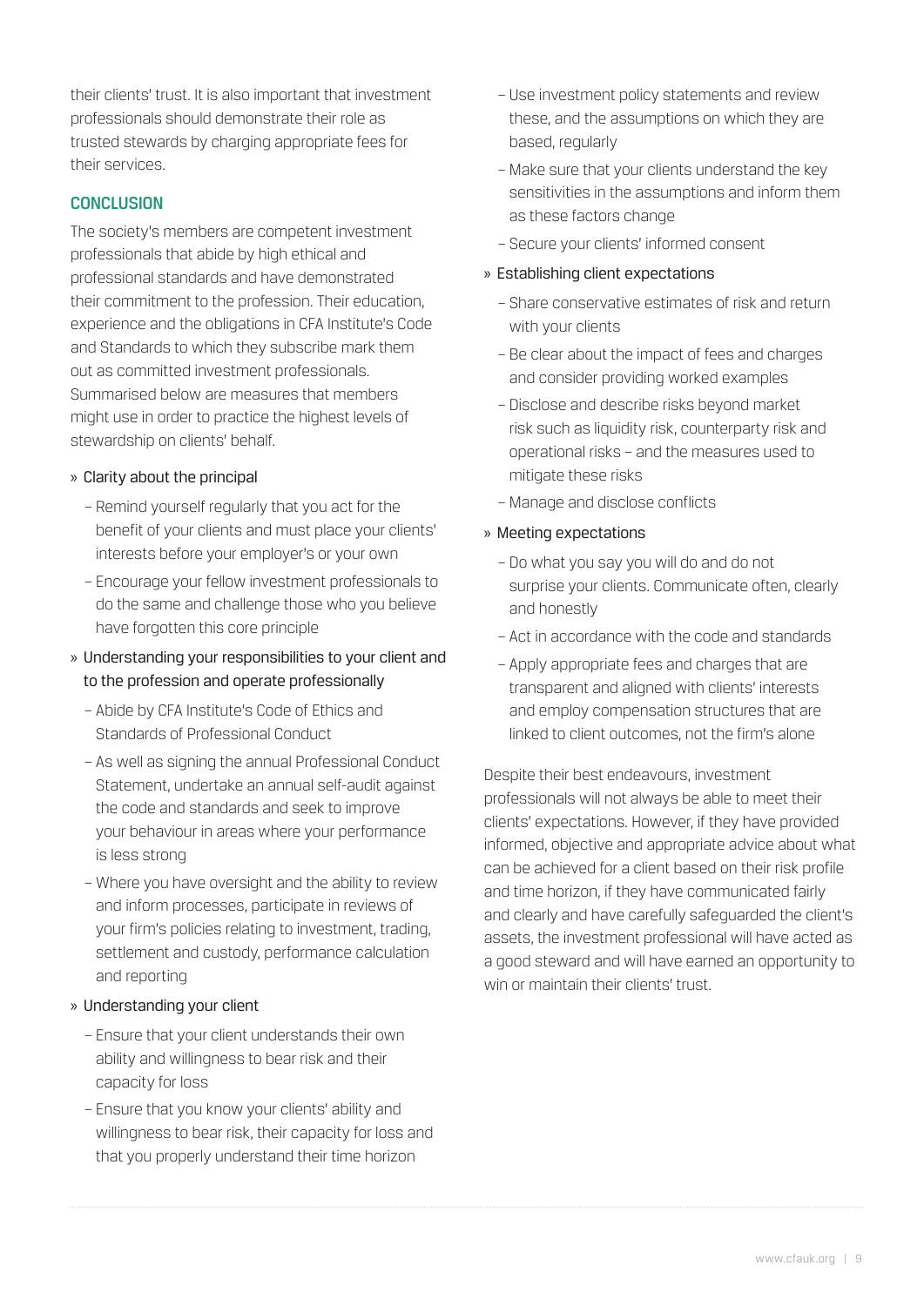their clients' trust. It is also important that investment professionals should demonstrate their role as trusted stewards by charging appropriate fees for their services.

## CONCLUSION

The society's members are competent investment professionals that abide by high ethical and professional standards and have demonstrated their commitment to the profession. Their education, experience and the obligations in CFA Institute's Code and Standards to which they subscribe mark them out as committed investment professionals. Summarised below are measures that members might use in order to practice the highest levels of stewardship on clients' behalf.

- Clarity about the principal
  - Remind yourself regularly that you act for the benefit of your clients and must place your clients' interests before your employer's or your own
  - Encourage your fellow investment professionals to do the same and challenge those who you believe have forgotten this core principle
- Understanding your responsibilities to your client and to the profession and operate professionally
  - Abide by CFA Institute's Code of Ethics and Standards of Professional Conduct
  - As well as signing the annual Professional Conduct Statement, undertake an annual self-audit against the code and standards and seek to improve your behaviour in areas where your performance is less strong
  - Where you have oversight and the ability to review and inform processes, participate in reviews of your firm's policies relating to investment, trading, settlement and custody, performance calculation and reporting
- Understanding your client
  - Ensure that your client understands their own ability and willingness to bear risk and their capacity for loss
  - Ensure that you know your clients' ability and willingness to bear risk, their capacity for loss and that you properly understand their time horizon
  - Use investment policy statements and review these, and the assumptions on which they are based, regularly
  - Make sure that your clients understand the key sensitivities in the assumptions and inform them as these factors change
  - Secure your clients' informed consent
- Establishing client expectations
  - Share conservative estimates of risk and return with your clients
  - Be clear about the impact of fees and charges and consider providing worked examples
  - Disclose and describe risks beyond market risk such as liquidity risk, counterparty risk and operational risks – and the measures used to mitigate these risks
  - Manage and disclose conflicts
- Meeting expectations
  - Do what you say you will do and do not surprise your clients. Communicate often, clearly and honestly
  - Act in accordance with the code and standards
  - Apply appropriate fees and charges that are transparent and aligned with clients' interests and employ compensation structures that are linked to client outcomes, not the firm's alone

Despite their best endeavours, investment professionals will not always be able to meet their clients' expectations. However, if they have provided informed, objective and appropriate advice about what can be achieved for a client based on their risk profile and time horizon, if they have communicated fairly and clearly and have carefully safeguarded the client's assets, the investment professional will have acted as a good steward and will have earned an opportunity to win or maintain their clients' trust.